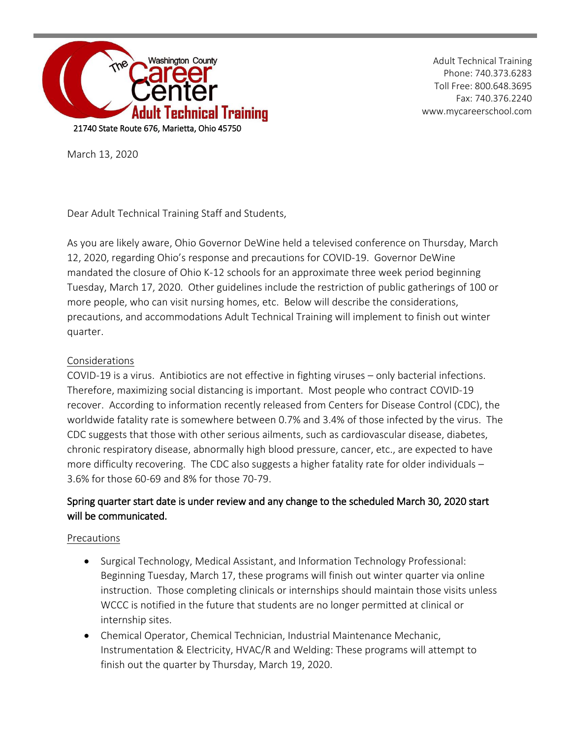The Washington County Career Center
Adult Technical Training
21740 State Route 676, Marietta, Ohio 45750

Adult Technical Training
Phone: 740.373.6283
Toll Free: 800.648.3695
Fax: 740.376.2240
www.mycareerschool.com

March 13, 2020

Dear Adult Technical Training Staff and Students,

As you are likely aware, Ohio Governor DeWine held a televised conference on Thursday, March 12, 2020, regarding Ohio's response and precautions for COVID-19. Governor DeWine mandated the closure of Ohio K-12 schools for an approximate three week period beginning Tuesday, March 17, 2020. Other guidelines include the restriction of public gatherings of 100 or more people, who can visit nursing homes, etc. Below will describe the considerations, precautions, and accommodations Adult Technical Training will implement to finish out winter quarter.

## Considerations

COVID-19 is a virus. Antibiotics are not effective in fighting viruses – only bacterial infections. Therefore, maximizing social distancing is important. Most people who contract COVID-19 recover. According to information recently released from Centers for Disease Control (CDC), the worldwide fatality rate is somewhere between 0.7% and 3.4% of those infected by the virus. The CDC suggests that those with other serious ailments, such as cardiovascular disease, diabetes, chronic respiratory disease, abnormally high blood pressure, cancer, etc., are expected to have more difficulty recovering. The CDC also suggests a higher fatality rate for older individuals – 3.6% for those 60-69 and 8% for those 70-79.

**Spring quarter start date is under review and any change to the scheduled March 30, 2020 start will be communicated.**

## Precautions

- Surgical Technology, Medical Assistant, and Information Technology Professional: Beginning Tuesday, March 17, these programs will finish out winter quarter via online instruction. Those completing clinicals or internships should maintain those visits unless WCCC is notified in the future that students are no longer permitted at clinical or internship sites.
- Chemical Operator, Chemical Technician, Industrial Maintenance Mechanic, Instrumentation & Electricity, HVAC/R and Welding: These programs will attempt to finish out the quarter by Thursday, March 19, 2020.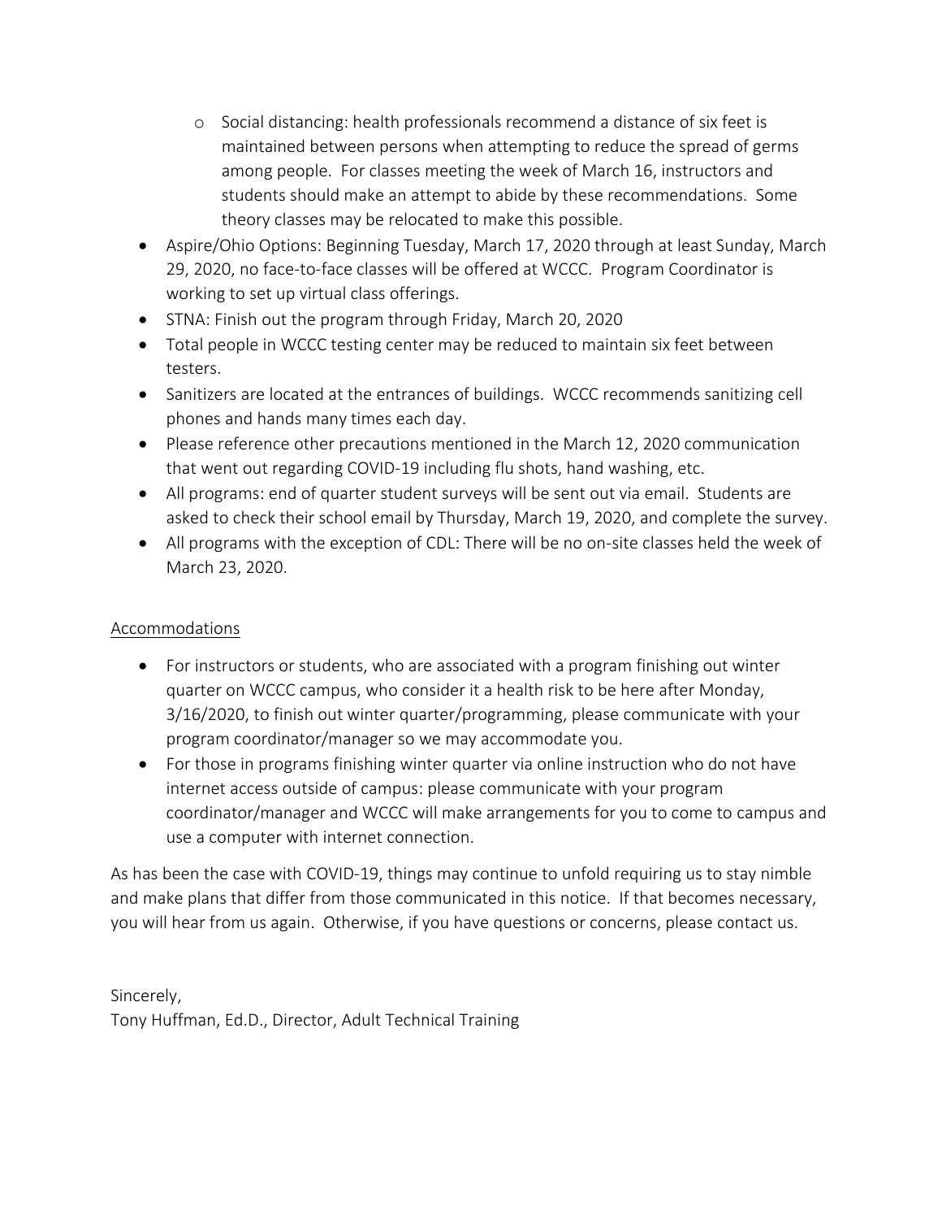- Social distancing: health professionals recommend a distance of six feet is maintained between persons when attempting to reduce the spread of germs among people. For classes meeting the week of March 16, instructors and students should make an attempt to abide by these recommendations. Some theory classes may be relocated to make this possible.
- Aspire/Ohio Options: Beginning Tuesday, March 17, 2020 through at least Sunday, March 29, 2020, no face-to-face classes will be offered at WCCC. Program Coordinator is working to set up virtual class offerings.
- STNA: Finish out the program through Friday, March 20, 2020
- Total people in WCCC testing center may be reduced to maintain six feet between testers.
- Sanitizers are located at the entrances of buildings. WCCC recommends sanitizing cell phones and hands many times each day.
- Please reference other precautions mentioned in the March 12, 2020 communication that went out regarding COVID-19 including flu shots, hand washing, etc.
- All programs: end of quarter student surveys will be sent out via email. Students are asked to check their school email by Thursday, March 19, 2020, and complete the survey.
- All programs with the exception of CDL: There will be no on-site classes held the week of March 23, 2020.

Accommodations

- For instructors or students, who are associated with a program finishing out winter quarter on WCCC campus, who consider it a health risk to be here after Monday, 3/16/2020, to finish out winter quarter/programming, please communicate with your program coordinator/manager so we may accommodate you.
- For those in programs finishing winter quarter via online instruction who do not have internet access outside of campus: please communicate with your program coordinator/manager and WCCC will make arrangements for you to come to campus and use a computer with internet connection.

As has been the case with COVID-19, things may continue to unfold requiring us to stay nimble and make plans that differ from those communicated in this notice. If that becomes necessary, you will hear from us again. Otherwise, if you have questions or concerns, please contact us.

Sincerely,
Tony Huffman, Ed.D., Director, Adult Technical Training